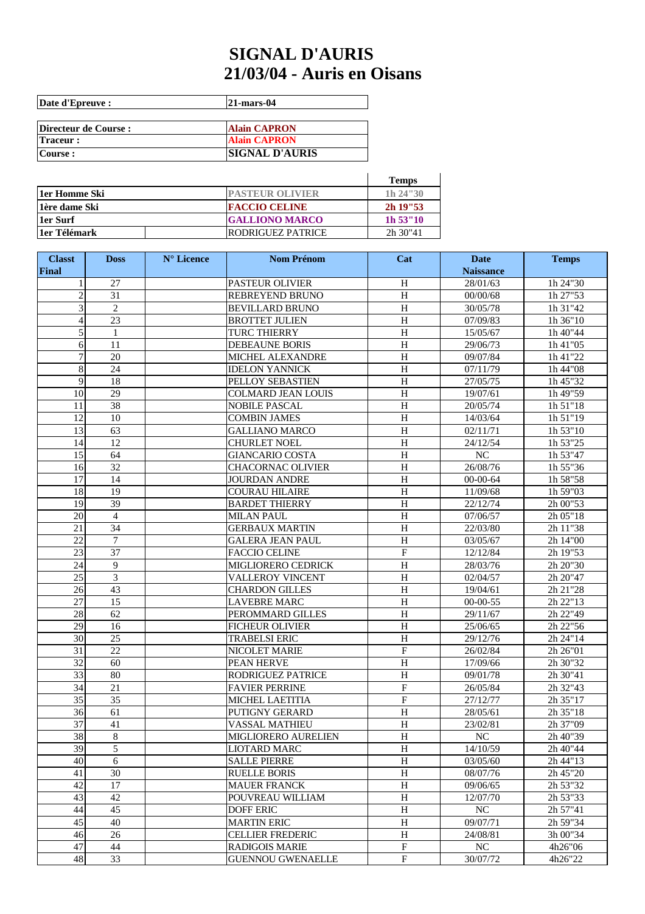# SIGNAL D'AURIS
# 21/03/04 - Auris en Oisans

| | |
|---|---|
| **Date d'Epreuve :** | **21-mars-04** |

| | |
|---|---|
| **Directeur de Course :** | **Alain CAPRON** |
| **Traceur :** | **Alain CAPRON** |
| **Course :** | **SIGNAL D'AURIS** |

| | | **Temps** |
|---|---|---|
| **1er Homme Ski** | **PASTEUR OLIVIER** | **1h 24"30** |
| **1ère dame Ski** | **FACCIO CELINE** | **2h 19"53** |
| **1er Surf** | **GALLIONO MARCO** | **1h 53"10** |
| **1er Télémark** | RODRIGUEZ PATRICE | 2h 30"41 |

| Classt Final | Doss | N° Licence | Nom Prénom | Cat | Date Naissance | Temps |
|---|---|---|---|---|---|---|
| 1 | 27 | | PASTEUR OLIVIER | H | 28/01/63 | 1h 24"30 |
| 2 | 31 | | REBREYEND BRUNO | H | 00/00/68 | 1h 27"53 |
| 3 | 2 | | BEVILLARD BRUNO | H | 30/05/78 | 1h 31"42 |
| 4 | 23 | | BROTTET JULIEN | H | 07/09/83 | 1h 36"10 |
| 5 | 1 | | TURC THIERRY | H | 15/05/67 | 1h 40"44 |
| 6 | 11 | | DEBEAUNE BORIS | H | 29/06/73 | 1h 41"05 |
| 7 | 20 | | MICHEL ALEXANDRE | H | 09/07/84 | 1h 41"22 |
| 8 | 24 | | IDELON YANNICK | H | 07/11/79 | 1h 44"08 |
| 9 | 18 | | PELLOY SEBASTIEN | H | 27/05/75 | 1h 45"32 |
| 10 | 29 | | COLMARD JEAN LOUIS | H | 19/07/61 | 1h 49"59 |
| 11 | 38 | | NOBILE PASCAL | H | 20/05/74 | 1h 51"18 |
| 12 | 10 | | COMBIN JAMES | H | 14/03/64 | 1h 51"19 |
| 13 | 63 | | GALLIANO MARCO | H | 02/11/71 | 1h 53"10 |
| 14 | 12 | | CHURLET NOEL | H | 24/12/54 | 1h 53"25 |
| 15 | 64 | | GIANCARIO COSTA | H | NC | 1h 53"47 |
| 16 | 32 | | CHACORNAC OLIVIER | H | 26/08/76 | 1h 55"36 |
| 17 | 14 | | JOURDAN ANDRE | H | 00-00-64 | 1h 58"58 |
| 18 | 19 | | COURAU HILAIRE | H | 11/09/68 | 1h 59"03 |
| 19 | 39 | | BARDET THIERRY | H | 22/12/74 | 2h 00"53 |
| 20 | 4 | | MILAN PAUL | H | 07/06/57 | 2h 05"18 |
| 21 | 34 | | GERBAUX MARTIN | H | 22/03/80 | 2h 11"38 |
| 22 | 7 | | GALERA JEAN PAUL | H | 03/05/67 | 2h 14"00 |
| 23 | 37 | | FACCIO CELINE | F | 12/12/84 | 2h 19"53 |
| 24 | 9 | | MIGLIORERO CEDRICK | H | 28/03/76 | 2h 20"30 |
| 25 | 3 | | VALLEROY VINCENT | H | 02/04/57 | 2h 20"47 |
| 26 | 43 | | CHARDON GILLES | H | 19/04/61 | 2h 21"28 |
| 27 | 15 | | LAVEBRE MARC | H | 00-00-55 | 2h 22"13 |
| 28 | 62 | | PEROMMARD GILLES | H | 29/11/67 | 2h 22"49 |
| 29 | 16 | | FICHEUR OLIVIER | H | 25/06/65 | 2h 22"56 |
| 30 | 25 | | TRABELSI ERIC | H | 29/12/76 | 2h 24"14 |
| 31 | 22 | | NICOLET MARIE | F | 26/02/84 | 2h 26"01 |
| 32 | 60 | | PEAN HERVE | H | 17/09/66 | 2h 30"32 |
| 33 | 80 | | RODRIGUEZ PATRICE | H | 09/01/78 | 2h 30"41 |
| 34 | 21 | | FAVIER PERRINE | F | 26/05/84 | 2h 32"43 |
| 35 | 35 | | MICHEL LAETITIA | F | 27/12/77 | 2h 35"17 |
| 36 | 61 | | PUTIGNY GERARD | H | 28/05/61 | 2h 35"18 |
| 37 | 41 | | VASSAL MATHIEU | H | 23/02/81 | 2h 37"09 |
| 38 | 8 | | MIGLIORERO AURELIEN | H | NC | 2h 40"39 |
| 39 | 5 | | LIOTARD MARC | H | 14/10/59 | 2h 40"44 |
| 40 | 6 | | SALLE PIERRE | H | 03/05/60 | 2h 44"13 |
| 41 | 30 | | RUELLE BORIS | H | 08/07/76 | 2h 45"20 |
| 42 | 17 | | MAUER FRANCK | H | 09/06/65 | 2h 53"32 |
| 43 | 42 | | POUVREAU WILLIAM | H | 12/07/70 | 2h 53"33 |
| 44 | 45 | | DOFF ERIC | H | NC | 2h 57"41 |
| 45 | 40 | | MARTIN ERIC | H | 09/07/71 | 2h 59"34 |
| 46 | 26 | | CELLIER FREDERIC | H | 24/08/81 | 3h 00"34 |
| 47 | 44 | | RADIGOIS MARIE | F | NC | 4h26"06 |
| 48 | 33 | | GUENNOU GWENAELLE | F | 30/07/72 | 4h26"22 |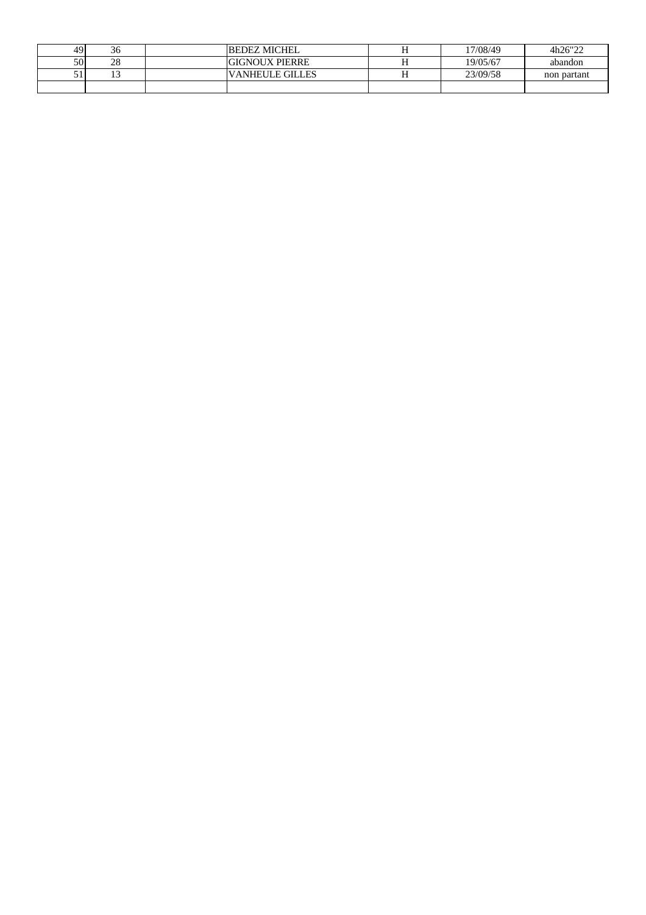| | | | | | | |
|---|---|---|---|---|---|---|
| 49 | 36 | | BEDEZ MICHEL | H | 17/08/49 | 4h26"22 |
| 50 | 28 | | GIGNOUX PIERRE | H | 19/05/67 | abandon |
| 51 | 13 | | VANHEULE GILLES | H | 23/09/58 | non partant |
| | | | | | | |